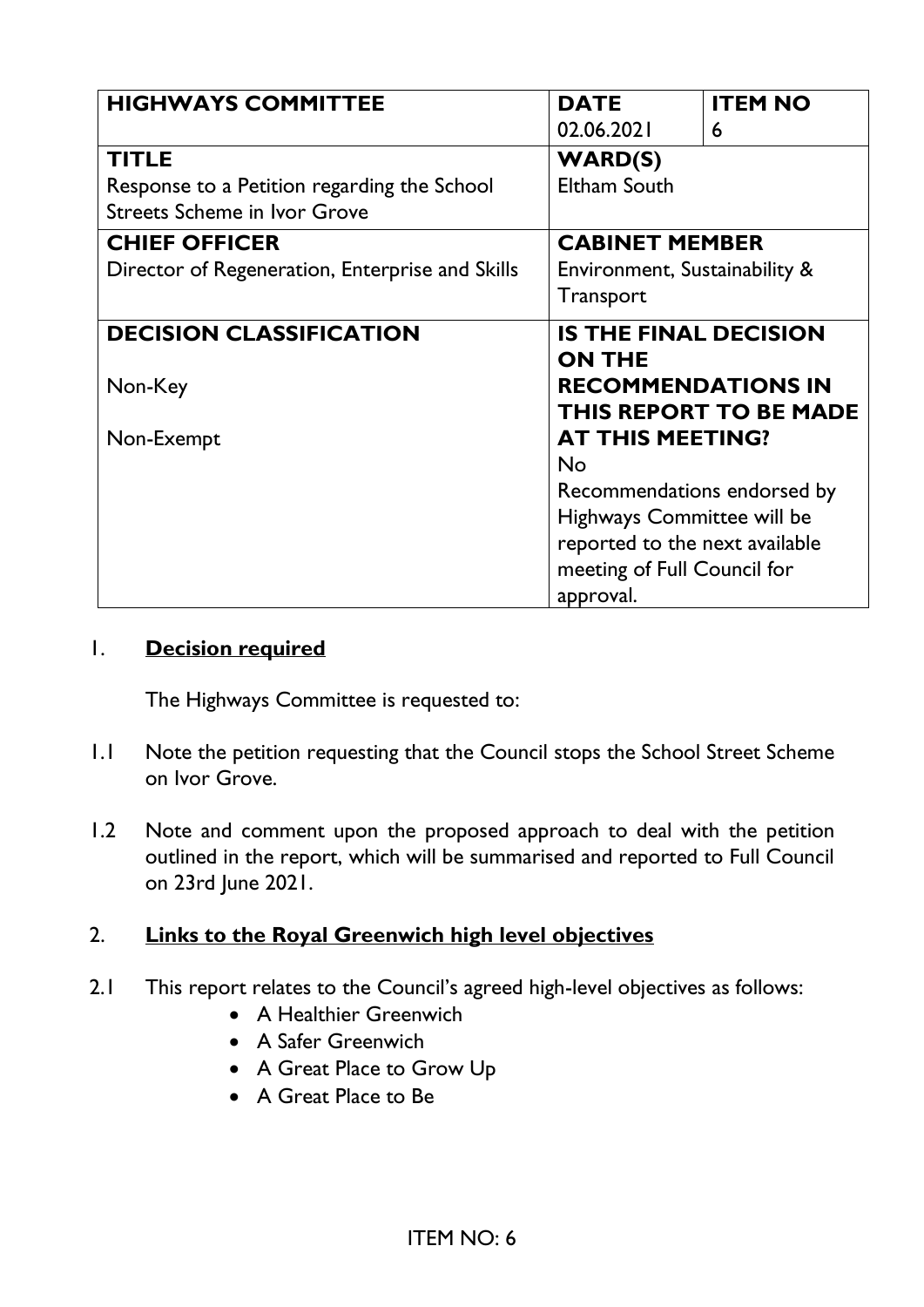| HIGHWAYS COMMITTEE | DATE<br>02.06.2021 | ITEM NO<br>6 |
|---|---|---|
| **TITLE**<br>Response to a Petition regarding the School Streets Scheme in Ivor Grove | **WARD(S)**<br>Eltham South | |
| **CHIEF OFFICER**<br>Director of Regeneration, Enterprise and Skills | **CABINET MEMBER**<br>Environment, Sustainability & Transport | |
| **DECISION CLASSIFICATION**<br><br>Non-Key<br><br>Non-Exempt | **IS THE FINAL DECISION ON THE RECOMMENDATIONS IN THIS REPORT TO BE MADE AT THIS MEETING?**<br>No<br>Recommendations endorsed by Highways Committee will be reported to the next available meeting of Full Council for approval. | |

## 1. Decision required

The Highways Committee is requested to:

1.1 Note the petition requesting that the Council stops the School Street Scheme on Ivor Grove.

1.2 Note and comment upon the proposed approach to deal with the petition outlined in the report, which will be summarised and reported to Full Council on 23rd June 2021.

## 2. Links to the Royal Greenwich high level objectives

2.1 This report relates to the Council's agreed high-level objectives as follows:

- A Healthier Greenwich
- A Safer Greenwich
- A Great Place to Grow Up
- A Great Place to Be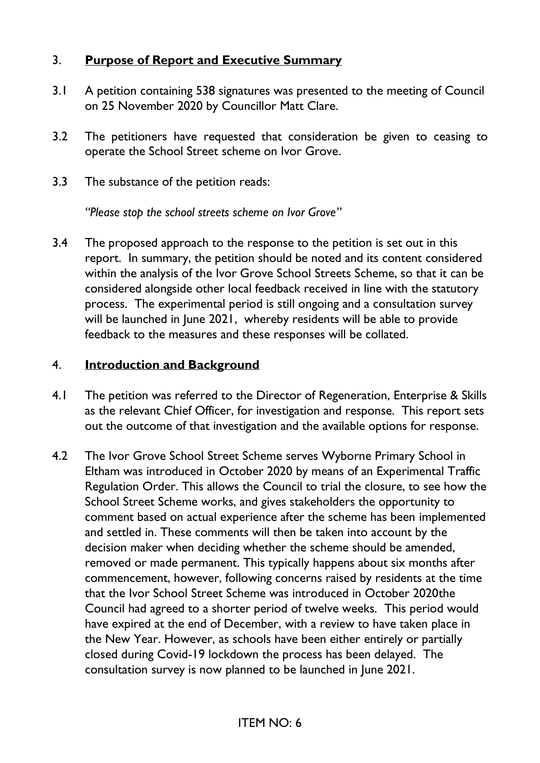## 3. **Purpose of Report and Executive Summary**

3.1 A petition containing 538 signatures was presented to the meeting of Council on 25 November 2020 by Councillor Matt Clare.

3.2 The petitioners have requested that consideration be given to ceasing to operate the School Street scheme on Ivor Grove.

3.3 The substance of the petition reads:

*"Please stop the school streets scheme on Ivor Grove"*

3.4 The proposed approach to the response to the petition is set out in this report. In summary, the petition should be noted and its content considered within the analysis of the Ivor Grove School Streets Scheme, so that it can be considered alongside other local feedback received in line with the statutory process. The experimental period is still ongoing and a consultation survey will be launched in June 2021, whereby residents will be able to provide feedback to the measures and these responses will be collated.

## 4. **Introduction and Background**

4.1 The petition was referred to the Director of Regeneration, Enterprise & Skills as the relevant Chief Officer, for investigation and response. This report sets out the outcome of that investigation and the available options for response.

4.2 The Ivor Grove School Street Scheme serves Wyborne Primary School in Eltham was introduced in October 2020 by means of an Experimental Traffic Regulation Order. This allows the Council to trial the closure, to see how the School Street Scheme works, and gives stakeholders the opportunity to comment based on actual experience after the scheme has been implemented and settled in. These comments will then be taken into account by the decision maker when deciding whether the scheme should be amended, removed or made permanent. This typically happens about six months after commencement, however, following concerns raised by residents at the time that the Ivor School Street Scheme was introduced in October 2020the Council had agreed to a shorter period of twelve weeks. This period would have expired at the end of December, with a review to have taken place in the New Year. However, as schools have been either entirely or partially closed during Covid-19 lockdown the process has been delayed. The consultation survey is now planned to be launched in June 2021.

ITEM NO: 6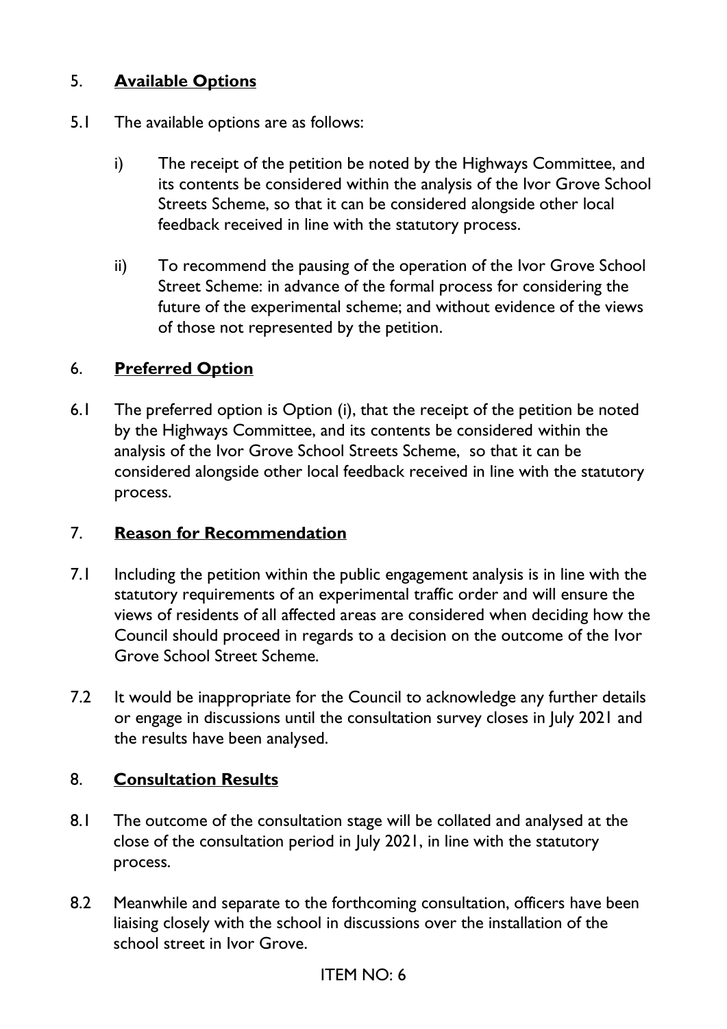## 5. **Available Options**

5.1 The available options are as follows:

i) The receipt of the petition be noted by the Highways Committee, and its contents be considered within the analysis of the Ivor Grove School Streets Scheme, so that it can be considered alongside other local feedback received in line with the statutory process.

ii) To recommend the pausing of the operation of the Ivor Grove School Street Scheme: in advance of the formal process for considering the future of the experimental scheme; and without evidence of the views of those not represented by the petition.

## 6. **Preferred Option**

6.1 The preferred option is Option (i), that the receipt of the petition be noted by the Highways Committee, and its contents be considered within the analysis of the Ivor Grove School Streets Scheme, so that it can be considered alongside other local feedback received in line with the statutory process.

## 7. **Reason for Recommendation**

7.1 Including the petition within the public engagement analysis is in line with the statutory requirements of an experimental traffic order and will ensure the views of residents of all affected areas are considered when deciding how the Council should proceed in regards to a decision on the outcome of the Ivor Grove School Street Scheme.

7.2 It would be inappropriate for the Council to acknowledge any further details or engage in discussions until the consultation survey closes in July 2021 and the results have been analysed.

## 8. **Consultation Results**

8.1 The outcome of the consultation stage will be collated and analysed at the close of the consultation period in July 2021, in line with the statutory process.

8.2 Meanwhile and separate to the forthcoming consultation, officers have been liaising closely with the school in discussions over the installation of the school street in Ivor Grove.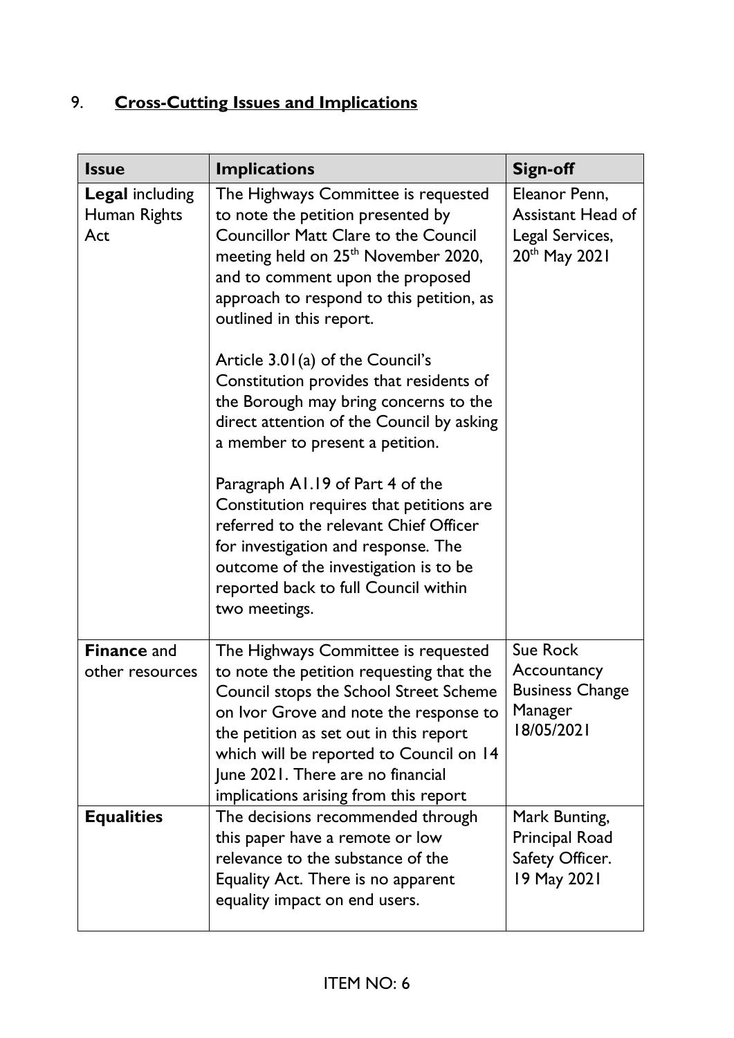## 9. **Cross-Cutting Issues and Implications**

| Issue | Implications | Sign-off |
| --- | --- | --- |
| **Legal** including Human Rights Act | The Highways Committee is requested to note the petition presented by Councillor Matt Clare to the Council meeting held on 25th November 2020, and to comment upon the proposed approach to respond to this petition, as outlined in this report.<br><br>Article 3.01(a) of the Council's Constitution provides that residents of the Borough may bring concerns to the direct attention of the Council by asking a member to present a petition.<br><br>Paragraph A1.19 of Part 4 of the Constitution requires that petitions are referred to the relevant Chief Officer for investigation and response. The outcome of the investigation is to be reported back to full Council within two meetings. | Eleanor Penn, Assistant Head of Legal Services, 20th May 2021 |
| **Finance** and other resources | The Highways Committee is requested to note the petition requesting that the Council stops the School Street Scheme on Ivor Grove and note the response to the petition as set out in this report which will be reported to Council on 14 June 2021. There are no financial implications arising from this report | Sue Rock Accountancy Business Change Manager 18/05/2021 |
| **Equalities** | The decisions recommended through this paper have a remote or low relevance to the substance of the Equality Act. There is no apparent equality impact on end users. | Mark Bunting, Principal Road Safety Officer. 19 May 2021 |

ITEM NO: 6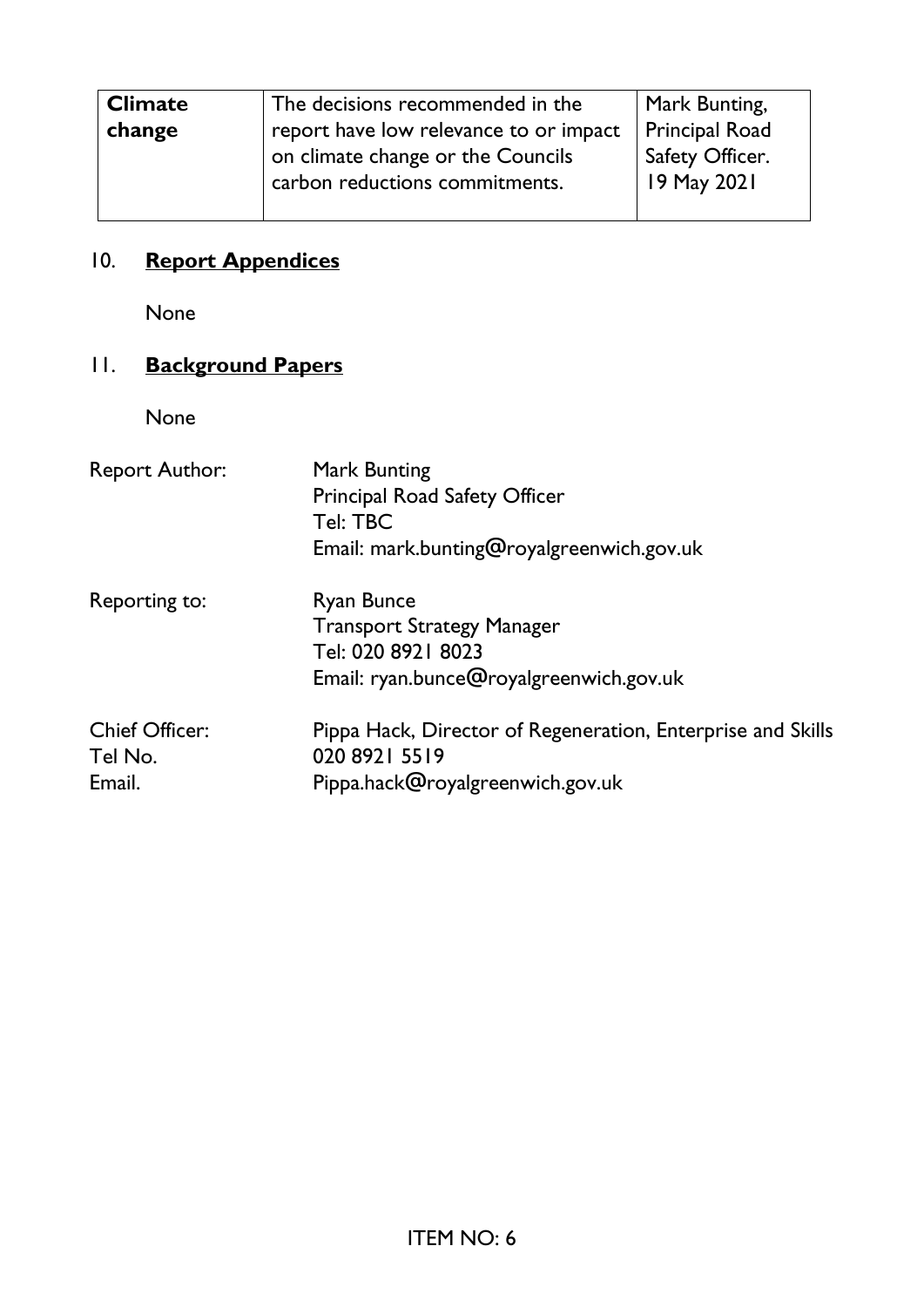| | | |
|---|---|---|
| **Climate change** | The decisions recommended in the report have low relevance to or impact on climate change or the Councils carbon reductions commitments. | Mark Bunting, Principal Road Safety Officer. 19 May 2021 |

## 10. **Report Appendices**

None

## 11. **Background Papers**

None

| | |
|---|---|
| Report Author: | Mark Bunting<br>Principal Road Safety Officer<br>Tel: TBC<br>Email: mark.bunting@royalgreenwich.gov.uk |
| Reporting to: | Ryan Bunce<br>Transport Strategy Manager<br>Tel: 020 8921 8023<br>Email: ryan.bunce@royalgreenwich.gov.uk |
| Chief Officer:<br>Tel No.<br>Email. | Pippa Hack, Director of Regeneration, Enterprise and Skills<br>020 8921 5519<br>Pippa.hack@royalgreenwich.gov.uk |

ITEM NO: 6